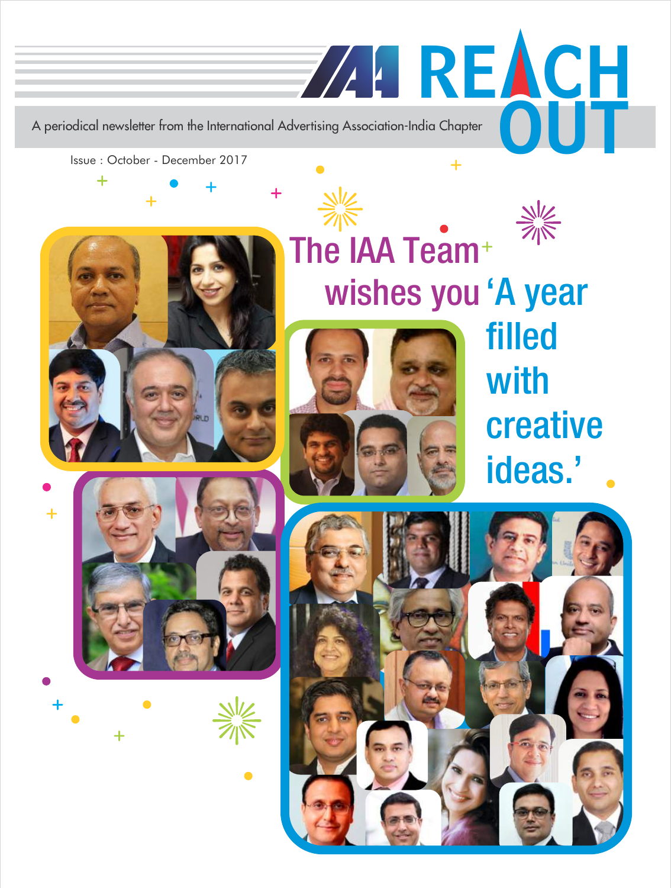# IAA REACH OUT

A periodical newsletter from the International Advertising Association-India Chapter

Issue : October - December 2017

## The IAA Team wishes you 'A year filled with creative ideas.'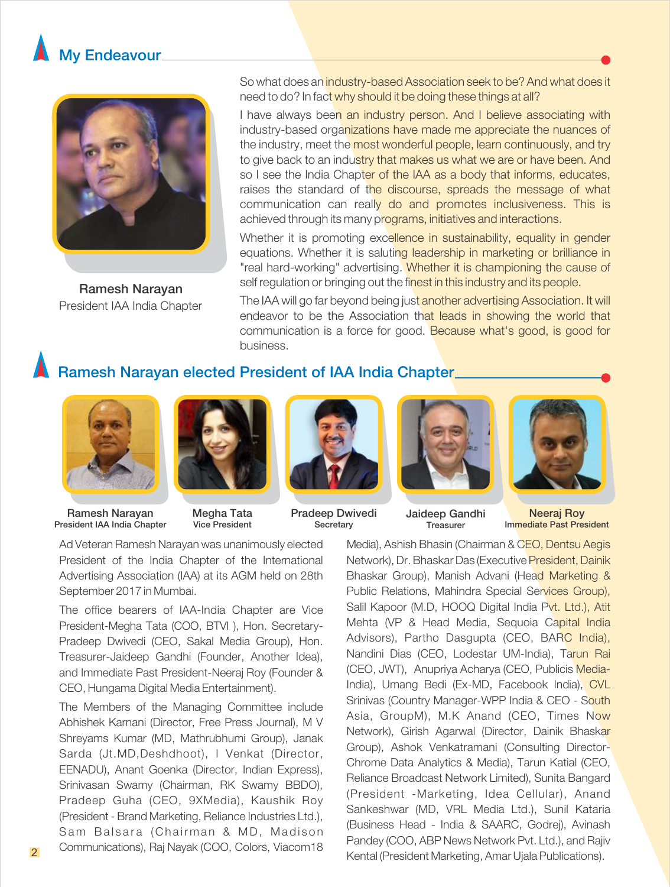## My Endeavour

Ramesh Narayan
President IAA India Chapter

So what does an industry-based Association seek to be? And what does it need to do? In fact why should it be doing these things at all?

I have always been an industry person. And I believe associating with industry-based organizations have made me appreciate the nuances of the industry, meet the most wonderful people, learn continuously, and try to give back to an industry that makes us what we are or have been. And so I see the India Chapter of the IAA as a body that informs, educates, raises the standard of the discourse, spreads the message of what communication can really do and promotes inclusiveness. This is achieved through its many programs, initiatives and interactions.

Whether it is promoting excellence in sustainability, equality in gender equations. Whether it is saluting leadership in marketing or brilliance in "real hard-working" advertising. Whether it is championing the cause of self regulation or bringing out the finest in this industry and its people.

The IAA will go far beyond being just another advertising Association. It will endeavor to be the Association that leads in showing the world that communication is a force for good. Because what's good, is good for business.

## Ramesh Narayan elected President of IAA India Chapter

Ramesh Narayan
President IAA India Chapter

Megha Tata
Vice President

Pradeep Dwivedi
Secretary

Jaideep Gandhi
Treasurer

Neeraj Roy
Immediate Past President

Ad Veteran Ramesh Narayan was unanimously elected President of the India Chapter of the International Advertising Association (IAA) at its AGM held on 28th September 2017 in Mumbai.

The office bearers of IAA-India Chapter are Vice President-Megha Tata (COO, BTVI ), Hon. Secretary-Pradeep Dwivedi (CEO, Sakal Media Group), Hon. Treasurer-Jaideep Gandhi (Founder, Another Idea), and Immediate Past President-Neeraj Roy (Founder & CEO, Hungama Digital Media Entertainment).

The Members of the Managing Committee include Abhishek Karnani (Director, Free Press Journal), M V Shreyams Kumar (MD, Mathrubhumi Group), Janak Sarda (Jt.MD,Deshdhoot), I Venkat (Director, EENADU), Anant Goenka (Director, Indian Express), Srinivasan Swamy (Chairman, RK Swamy BBDO), Pradeep Guha (CEO, 9XMedia), Kaushik Roy (President - Brand Marketing, Reliance Industries Ltd.), Sam Balsara (Chairman & MD, Madison Communications), Raj Nayak (COO, Colors, Viacom18 Media), Ashish Bhasin (Chairman & CEO, Dentsu Aegis Network), Dr. Bhaskar Das (Executive President, Dainik Bhaskar Group), Manish Advani (Head Marketing & Public Relations, Mahindra Special Services Group), Salil Kapoor (M.D, HOOQ Digital India Pvt. Ltd.), Atit Mehta (VP & Head Media, Sequoia Capital India Advisors), Partho Dasgupta (CEO, BARC India), Nandini Dias (CEO, Lodestar UM-India), Tarun Rai (CEO, JWT), Anupriya Acharya (CEO, Publicis Media-India), Umang Bedi (Ex-MD, Facebook India), CVL Srinivas (Country Manager-WPP India & CEO - South Asia, GroupM), M.K Anand (CEO, Times Now Network), Girish Agarwal (Director, Dainik Bhaskar Group), Ashok Venkatramani (Consulting Director-Chrome Data Analytics & Media), Tarun Katial (CEO, Reliance Broadcast Network Limited), Sunita Bangard (President -Marketing, Idea Cellular), Anand Sankeshwar (MD, VRL Media Ltd.), Sunil Kataria (Business Head - India & SAARC, Godrej), Avinash Pandey (COO, ABP News Network Pvt. Ltd.), and Rajiv Kental (President Marketing, Amar Ujala Publications).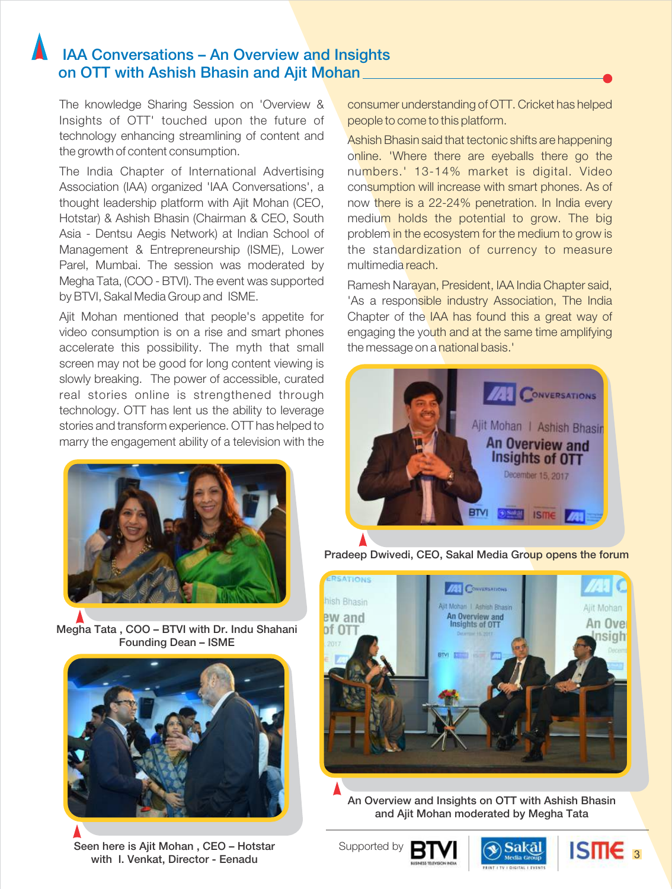# IAA Conversations – An Overview and Insights on OTT with Ashish Bhasin and Ajit Mohan

The knowledge Sharing Session on 'Overview & Insights of OTT' touched upon the future of technology enhancing streamlining of content and the growth of content consumption.

The India Chapter of International Advertising Association (IAA) organized 'IAA Conversations', a thought leadership platform with Ajit Mohan (CEO, Hotstar) & Ashish Bhasin (Chairman & CEO, South Asia - Dentsu Aegis Network) at Indian School of Management & Entrepreneurship (ISME), Lower Parel, Mumbai. The session was moderated by Megha Tata, (COO - BTVI). The event was supported by BTVI, Sakal Media Group and ISME.

Ajit Mohan mentioned that people's appetite for video consumption is on a rise and smart phones accelerate this possibility. The myth that small screen may not be good for long content viewing is slowly breaking. The power of accessible, curated real stories online is strengthened through technology. OTT has lent us the ability to leverage stories and transform experience. OTT has helped to marry the engagement ability of a television with the consumer understanding of OTT. Cricket has helped people to come to this platform.

Ashish Bhasin said that tectonic shifts are happening online. 'Where there are eyeballs there go the numbers.' 13-14% market is digital. Video consumption will increase with smart phones. As of now there is a 22-24% penetration. In India every medium holds the potential to grow. The big problem in the ecosystem for the medium to grow is the standardization of currency to measure multimedia reach.

Ramesh Narayan, President, IAA India Chapter said, 'As a responsible industry Association, The India Chapter of the IAA has found this a great way of engaging the youth and at the same time amplifying the message on a national basis.'

Megha Tata , COO – BTVI with Dr. Indu Shahani Founding Dean – ISME

Pradeep Dwivedi, CEO, Sakal Media Group opens the forum

Seen here is Ajit Mohan , CEO – Hotstar with I. Venkat, Director - Eenadu

An Overview and Insights on OTT with Ashish Bhasin and Ajit Mohan moderated by Megha Tata

Supported by BTVI, Sakal Media Group, ISME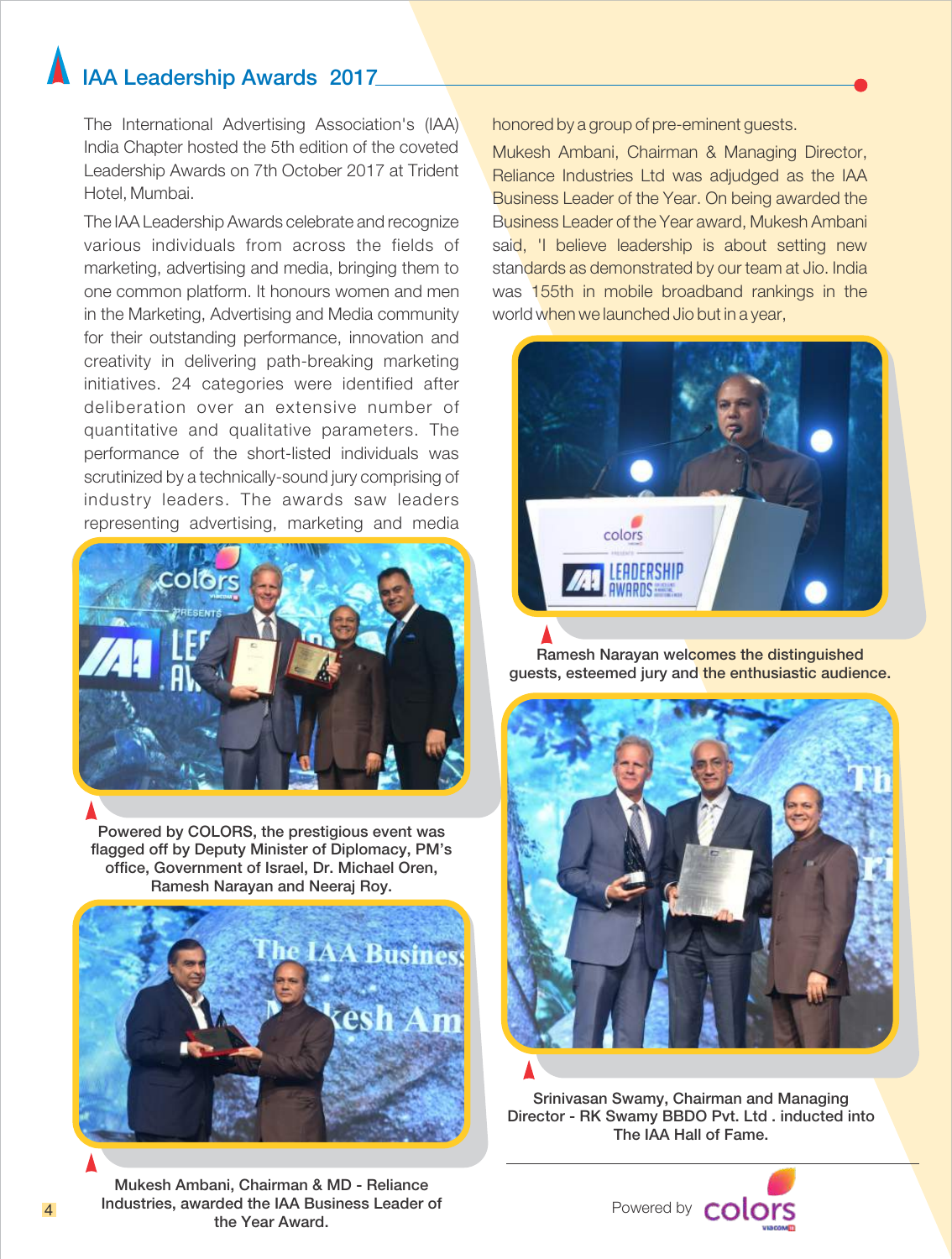# IAA Leadership Awards 2017

The International Advertising Association's (IAA) India Chapter hosted the 5th edition of the coveted Leadership Awards on 7th October 2017 at Trident Hotel, Mumbai.

The IAA Leadership Awards celebrate and recognize various individuals from across the fields of marketing, advertising and media, bringing them to one common platform. It honours women and men in the Marketing, Advertising and Media community for their outstanding performance, innovation and creativity in delivering path-breaking marketing initiatives. 24 categories were identified after deliberation over an extensive number of quantitative and qualitative parameters. The performance of the short-listed individuals was scrutinized by a technically-sound jury comprising of industry leaders. The awards saw leaders representing advertising, marketing and media honored by a group of pre-eminent guests.

Mukesh Ambani, Chairman & Managing Director, Reliance Industries Ltd was adjudged as the IAA Business Leader of the Year. On being awarded the Business Leader of the Year award, Mukesh Ambani said, 'I believe leadership is about setting new standards as demonstrated by our team at Jio. India was 155th in mobile broadband rankings in the world when we launched Jio but in a year,

Powered by COLORS, the prestigious event was flagged off by Deputy Minister of Diplomacy, PM's office, Government of Israel, Dr. Michael Oren, Ramesh Narayan and Neeraj Roy.

Mukesh Ambani, Chairman & MD - Reliance Industries, awarded the IAA Business Leader of the Year Award.

Ramesh Narayan welcomes the distinguished guests, esteemed jury and the enthusiastic audience.

Srinivasan Swamy, Chairman and Managing Director - RK Swamy BBDO Pvt. Ltd . inducted into The IAA Hall of Fame.

Powered by colors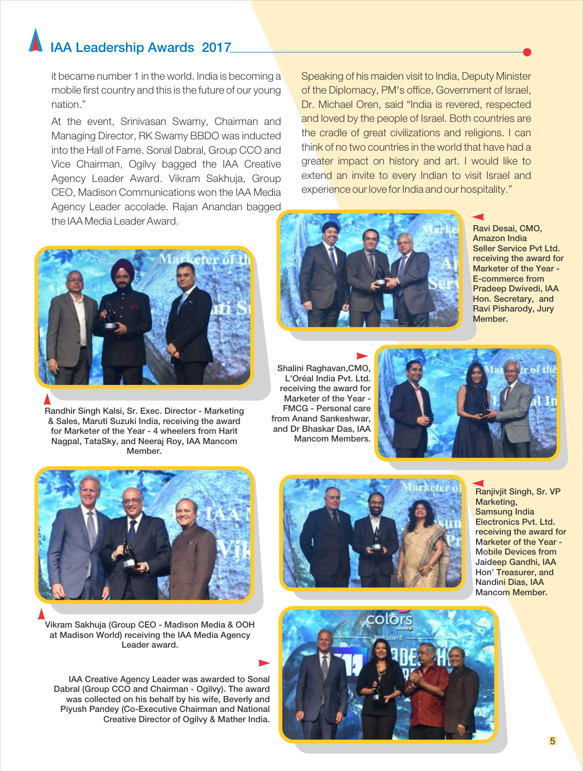## IAA Leadership Awards 2017

it became number 1 in the world. India is becoming a mobile first country and this is the future of our young nation."

At the event, Srinivasan Swamy, Chairman and Managing Director, RK Swamy BBDO was inducted into the Hall of Fame. Sonal Dabral, Group CCO and Vice Chairman, Ogilvy bagged the IAA Creative Agency Leader Award. Vikram Sakhuja, Group CEO, Madison Communications won the IAA Media Agency Leader accolade. Rajan Anandan bagged the IAA Media Leader Award.

Speaking of his maiden visit to India, Deputy Minister of the Diplomacy, PM's office, Government of Israel, Dr. Michael Oren, said "India is revered, respected and loved by the people of Israel. Both countries are the cradle of great civilizations and religions. I can think of no two countries in the world that have had a greater impact on history and art. I would like to extend an invite to every Indian to visit Israel and experience our love for India and our hospitality."

Ravi Desai, CMO, Amazon India Seller Service Pvt Ltd. receiving the award for Marketer of the Year - E-commerce from Pradeep Dwivedi, IAA Hon. Secretary, and Ravi Pisharody, Jury Member.

Randhir Singh Kalsi, Sr. Exec. Director - Marketing & Sales, Maruti Suzuki India, receiving the award for Marketer of the Year - 4 wheelers from Harit Nagpal, TataSky, and Neeraj Roy, IAA Mancom Member.

Shalini Raghavan,CMO, L'Oréal India Pvt. Ltd. receiving the award for Marketer of the Year - FMCG - Personal care from Anand Sankeshwar, and Dr Bhaskar Das, IAA Mancom Members.

Ranjivjit Singh, Sr. VP Marketing, Samsung India Electronics Pvt. Ltd. receiving the award for Marketer of the Year - Mobile Devices from Jaideep Gandhi, IAA Hon' Treasurer, and Nandini Dias, IAA Mancom Member.

Vikram Sakhuja (Group CEO - Madison Media & OOH at Madison World) receiving the IAA Media Agency Leader award.

IAA Creative Agency Leader was awarded to Sonal Dabral (Group CCO and Chairman - Ogilvy). The award was collected on his behalf by his wife, Beverly and Piyush Pandey (Co-Executive Chairman and National Creative Director of Ogilvy & Mather India.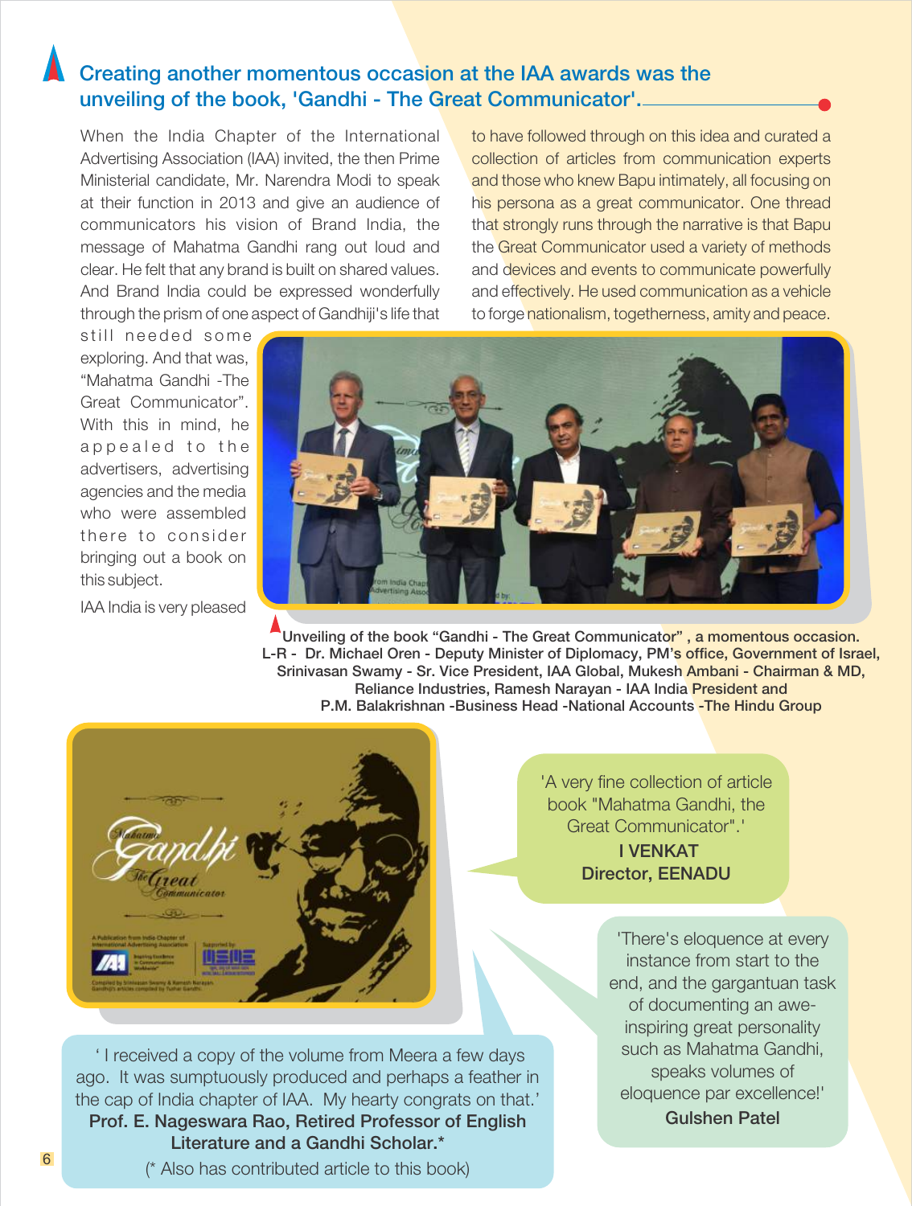## Creating another momentous occasion at the IAA awards was the unveiling of the book, 'Gandhi - The Great Communicator'.

When the India Chapter of the International Advertising Association (IAA) invited, the then Prime Ministerial candidate, Mr. Narendra Modi to speak at their function in 2013 and give an audience of communicators his vision of Brand India, the message of Mahatma Gandhi rang out loud and clear. He felt that any brand is built on shared values. And Brand India could be expressed wonderfully through the prism of one aspect of Gandhiji's life that still needed some exploring. And that was, "Mahatma Gandhi -The Great Communicator". With this in mind, he appealed to the advertisers, advertising agencies and the media who were assembled there to consider bringing out a book on this subject.

IAA India is very pleased to have followed through on this idea and curated a collection of articles from communication experts and those who knew Bapu intimately, all focusing on his persona as a great communicator. One thread that strongly runs through the narrative is that Bapu the Great Communicator used a variety of methods and devices and events to communicate powerfully and effectively. He used communication as a vehicle to forge nationalism, togetherness, amity and peace.

**Unveiling of the book "Gandhi - The Great Communicator" , a momentous occasion.**
**L-R - Dr. Michael Oren - Deputy Minister of Diplomacy, PM's office, Government of Israel, Srinivasan Swamy - Sr. Vice President, IAA Global, Mukesh Ambani - Chairman & MD, Reliance Industries, Ramesh Narayan - IAA India President and P.M. Balakrishnan -Business Head -National Accounts -The Hindu Group**

'A very fine collection of article book "Mahatma Gandhi, the Great Communicator".'
**I VENKAT**
**Director, EENADU**

'There's eloquence at every instance from start to the end, and the gargantuan task of documenting an awe-inspiring great personality such as Mahatma Gandhi, speaks volumes of eloquence par excellence!'
**Gulshen Patel**

' I received a copy of the volume from Meera a few days ago. It was sumptuously produced and perhaps a feather in the cap of India chapter of IAA. My hearty congrats on that.'
**Prof. E. Nageswara Rao, Retired Professor of English Literature and a Gandhi Scholar.***
(* Also has contributed article to this book)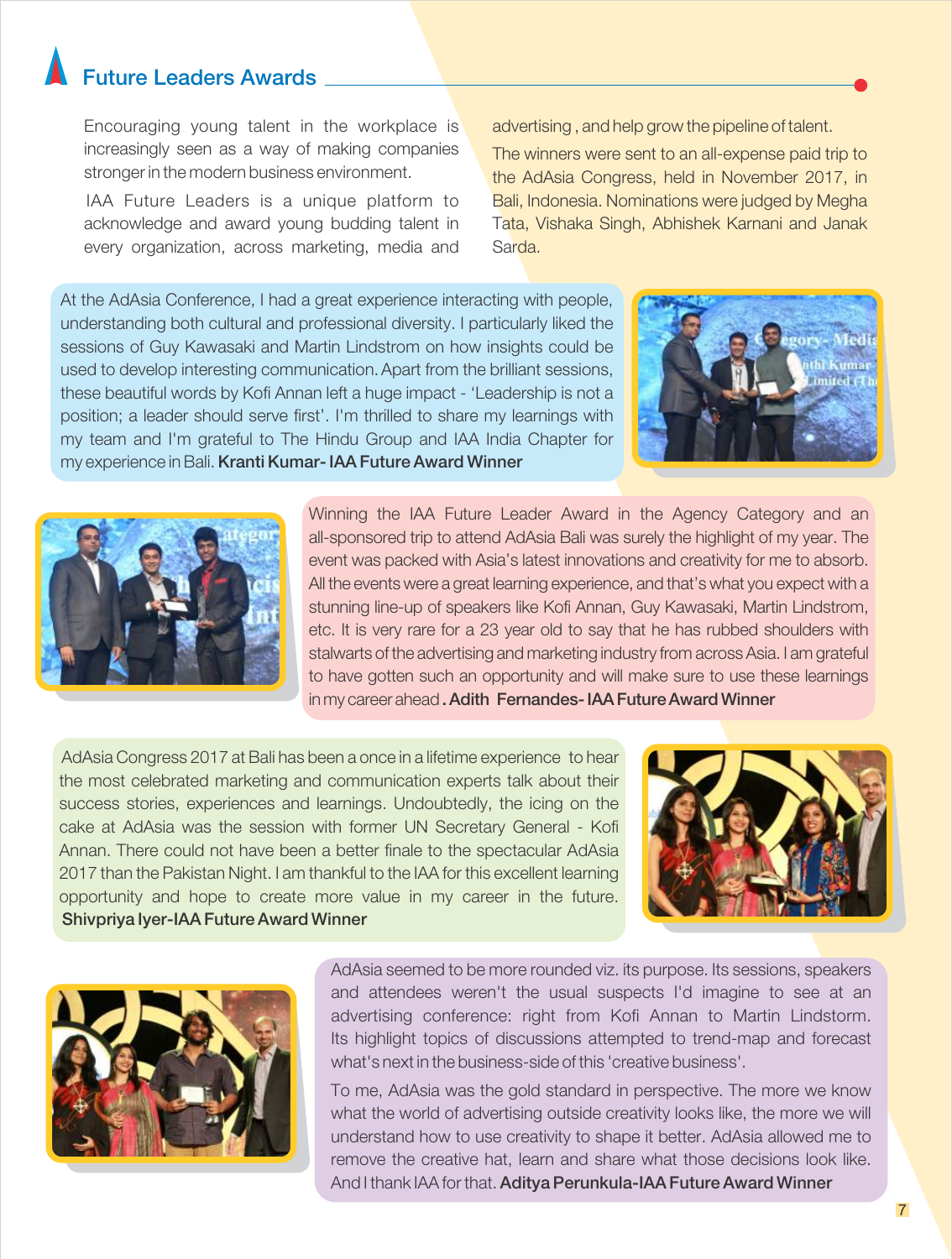## Future Leaders Awards

Encouraging young talent in the workplace is increasingly seen as a way of making companies stronger in the modern business environment.

IAA Future Leaders is a unique platform to acknowledge and award young budding talent in every organization, across marketing, media and advertising , and help grow the pipeline of talent.

The winners were sent to an all-expense paid trip to the AdAsia Congress, held in November 2017, in Bali, Indonesia. Nominations were judged by Megha Tata, Vishaka Singh, Abhishek Karnani and Janak Sarda.

At the AdAsia Conference, I had a great experience interacting with people, understanding both cultural and professional diversity. I particularly liked the sessions of Guy Kawasaki and Martin Lindstrom on how insights could be used to develop interesting communication. Apart from the brilliant sessions, these beautiful words by Kofi Annan left a huge impact - 'Leadership is not a position; a leader should serve first'. I'm thrilled to share my learnings with my team and I'm grateful to The Hindu Group and IAA India Chapter for my experience in Bali. **Kranti Kumar- IAA Future Award Winner**

Winning the IAA Future Leader Award in the Agency Category and an all-sponsored trip to attend AdAsia Bali was surely the highlight of my year. The event was packed with Asia's latest innovations and creativity for me to absorb. All the events were a great learning experience, and that's what you expect with a stunning line-up of speakers like Kofi Annan, Guy Kawasaki, Martin Lindstrom, etc. It is very rare for a 23 year old to say that he has rubbed shoulders with stalwarts of the advertising and marketing industry from across Asia. I am grateful to have gotten such an opportunity and will make sure to use these learnings in my career ahead **. Adith Fernandes- IAA Future Award Winner**

AdAsia Congress 2017 at Bali has been a once in a lifetime experience to hear the most celebrated marketing and communication experts talk about their success stories, experiences and learnings. Undoubtedly, the icing on the cake at AdAsia was the session with former UN Secretary General - Kofi Annan. There could not have been a better finale to the spectacular AdAsia 2017 than the Pakistan Night. I am thankful to the IAA for this excellent learning opportunity and hope to create more value in my career in the future. **Shivpriya Iyer-IAA Future Award Winner**

AdAsia seemed to be more rounded viz. its purpose. Its sessions, speakers and attendees weren't the usual suspects I'd imagine to see at an advertising conference: right from Kofi Annan to Martin Lindstrom. Its highlight topics of discussions attempted to trend-map and forecast what's next in the business-side of this 'creative business'.

To me, AdAsia was the gold standard in perspective. The more we know what the world of advertising outside creativity looks like, the more we will understand how to use creativity to shape it better. AdAsia allowed me to remove the creative hat, learn and share what those decisions look like. And I thank IAA for that. **Aditya Perunkula-IAA Future Award Winner**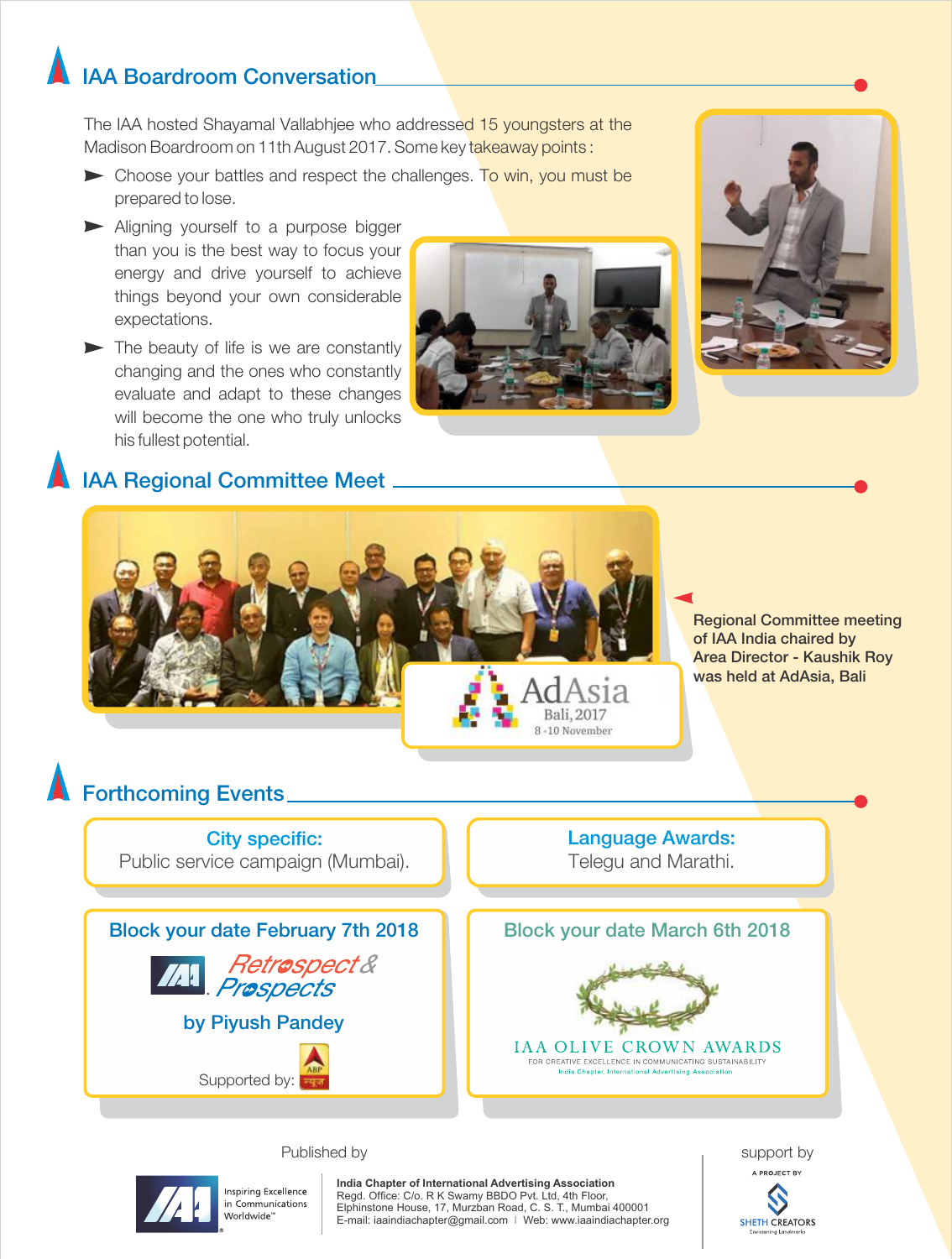## IAA Boardroom Conversation

The IAA hosted Shayamal Vallabhjee who addressed 15 youngsters at the Madison Boardroom on 11th August 2017. Some key takeaway points :

- Choose your battles and respect the challenges. To win, you must be prepared to lose.
- Aligning yourself to a purpose bigger than you is the best way to focus your energy and drive yourself to achieve things beyond your own considerable expectations.
- The beauty of life is we are constantly changing and the ones who constantly evaluate and adapt to these changes will become the one who truly unlocks his fullest potential.

## IAA Regional Committee Meet

AdAsia
Bali, 2017
8 -10 November

Regional Committee meeting of IAA India chaired by Area Director - Kaushik Roy was held at AdAsia, Bali

## Forthcoming Events

**City specific:**
Public service campaign (Mumbai).

**Language Awards:**
Telegu and Marathi.

**Block your date February 7th 2018**

IAA Retrospect & Prospects

by Piyush Pandey

Supported by: ABP न्यूज़

**Block your date March 6th 2018**

IAA OLIVE CROWN AWARDS

FOR CREATIVE EXCELLENCE IN COMMUNICATING SUSTAINABILITY

India Chapter, International Advertising Association

Published by

IAA Inspiring Excellence in Communications Worldwide™

**India Chapter of International Advertising Association**
Regd. Office: C/o. R K Swamy BBDO Pvt. Ltd, 4th Floor,
Elphinstone House, 17, Murzban Road, C. S. T., Mumbai 400001
E-mail: iaaindiachapter@gmail.com | Web: www.iaaindiachapter.org

support by

A PROJECT BY
SHETH CREATORS
Envisioning Landmarks